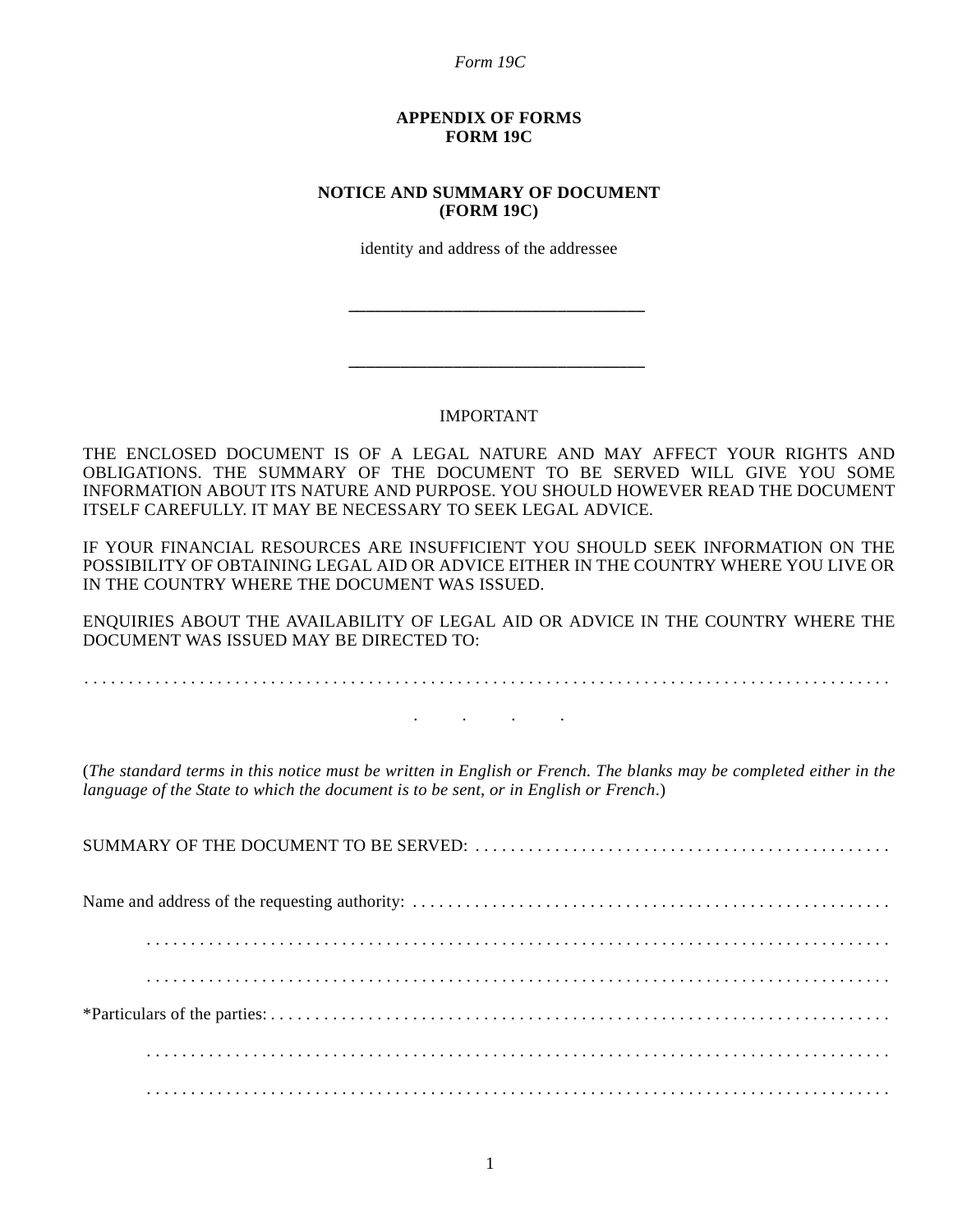*Form 19C*

**APPENDIX OF FORMS**
**FORM 19C**

**NOTICE AND SUMMARY OF DOCUMENT**
**(FORM 19C)**

identity and address of the addressee

\_\_\_\_\_\_\_\_\_\_\_\_\_\_\_\_\_\_\_\_\_\_\_\_\_\_\_\_\_\_\_\_\_\_

\_\_\_\_\_\_\_\_\_\_\_\_\_\_\_\_\_\_\_\_\_\_\_\_\_\_\_\_\_\_\_\_\_\_

IMPORTANT

THE ENCLOSED DOCUMENT IS OF A LEGAL NATURE AND MAY AFFECT YOUR RIGHTS AND OBLIGATIONS. THE SUMMARY OF THE DOCUMENT TO BE SERVED WILL GIVE YOU SOME INFORMATION ABOUT ITS NATURE AND PURPOSE. YOU SHOULD HOWEVER READ THE DOCUMENT ITSELF CAREFULLY. IT MAY BE NECESSARY TO SEEK LEGAL ADVICE.

IF YOUR FINANCIAL RESOURCES ARE INSUFFICIENT YOU SHOULD SEEK INFORMATION ON THE POSSIBILITY OF OBTAINING LEGAL AID OR ADVICE EITHER IN THE COUNTRY WHERE YOU LIVE OR IN THE COUNTRY WHERE THE DOCUMENT WAS ISSUED.

ENQUIRIES ABOUT THE AVAILABILITY OF LEGAL AID OR ADVICE IN THE COUNTRY WHERE THE DOCUMENT WAS ISSUED MAY BE DIRECTED TO:

. . . . . . . . . . . . . . . . . . . . . . . . . . . . . . . . . . . . . . . . . . . . . . . . . . . . . . . . . . . . . . . . . . . . . . . . . . . . . . . . . . . .

. . . .

(*The standard terms in this notice must be written in English or French. The blanks may be completed either in the language of the State to which the document is to be sent, or in English or French*.)

SUMMARY OF THE DOCUMENT TO BE SERVED: . . . . . . . . . . . . . . . . . . . . . . . . . . . . . . . . . . . . . . . . . . . . . . .

Name and address of the requesting authority: . . . . . . . . . . . . . . . . . . . . . . . . . . . . . . . . . . . . . . . . . . . . . . . . . . . . .

. . . . . . . . . . . . . . . . . . . . . . . . . . . . . . . . . . . . . . . . . . . . . . . . . . . . . . . . . . . . . . . . . . . . . . . . . . . . . . .

. . . . . . . . . . . . . . . . . . . . . . . . . . . . . . . . . . . . . . . . . . . . . . . . . . . . . . . . . . . . . . . . . . . . . . . . . . . . . . .

*Particulars of the parties: . . . . . . . . . . . . . . . . . . . . . . . . . . . . . . . . . . . . . . . . . . . . . . . . . . . . . . . . . . . . . . . . . . . . .

. . . . . . . . . . . . . . . . . . . . . . . . . . . . . . . . . . . . . . . . . . . . . . . . . . . . . . . . . . . . . . . . . . . . . . . . . . . . . . .

. . . . . . . . . . . . . . . . . . . . . . . . . . . . . . . . . . . . . . . . . . . . . . . . . . . . . . . . . . . . . . . . . . . . . . . . . . . . . . .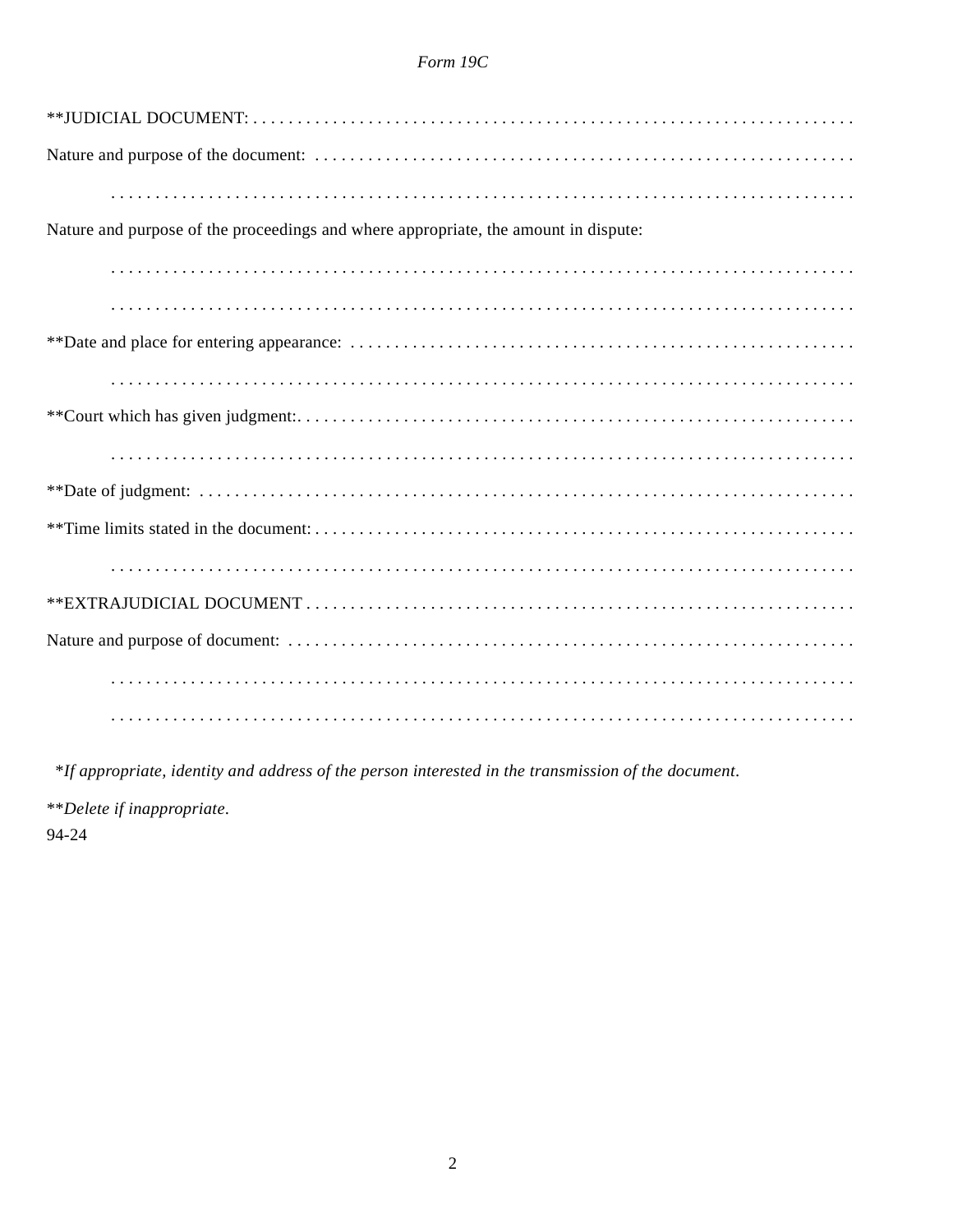**JUDICIAL DOCUMENT: . . . . . . . . . . . . . . . . . . . . . . . . . . . . . . . . . . . . . . . . . . . . . . . . . . . . . . . . . . . . . . . . . . . .

Nature and purpose of the document: . . . . . . . . . . . . . . . . . . . . . . . . . . . . . . . . . . . . . . . . . . . . . . . . . . . . . . . . . . . . .

. . . . . . . . . . . . . . . . . . . . . . . . . . . . . . . . . . . . . . . . . . . . . . . . . . . . . . . . . . . . . . . . . . . . . . . . . . . . . . .

Nature and purpose of the proceedings and where appropriate, the amount in dispute:

. . . . . . . . . . . . . . . . . . . . . . . . . . . . . . . . . . . . . . . . . . . . . . . . . . . . . . . . . . . . . . . . . . . . . . . . . . . . . . .

. . . . . . . . . . . . . . . . . . . . . . . . . . . . . . . . . . . . . . . . . . . . . . . . . . . . . . . . . . . . . . . . . . . . . . . . . . . . . . .

**Date and place for entering appearance: . . . . . . . . . . . . . . . . . . . . . . . . . . . . . . . . . . . . . . . . . . . . . . . . . . . . . . . . . .

. . . . . . . . . . . . . . . . . . . . . . . . . . . . . . . . . . . . . . . . . . . . . . . . . . . . . . . . . . . . . . . . . . . . . . . . . . . . . . .

**Court which has given judgment:. . . . . . . . . . . . . . . . . . . . . . . . . . . . . . . . . . . . . . . . . . . . . . . . . . . . . . . . . . . . . . . .

. . . . . . . . . . . . . . . . . . . . . . . . . . . . . . . . . . . . . . . . . . . . . . . . . . . . . . . . . . . . . . . . . . . . . . . . . . . . . . .

**Date of judgment: . . . . . . . . . . . . . . . . . . . . . . . . . . . . . . . . . . . . . . . . . . . . . . . . . . . . . . . . . . . . . . . . . . . . . . . . .

**Time limits stated in the document: . . . . . . . . . . . . . . . . . . . . . . . . . . . . . . . . . . . . . . . . . . . . . . . . . . . . . . . . . . . . . .

. . . . . . . . . . . . . . . . . . . . . . . . . . . . . . . . . . . . . . . . . . . . . . . . . . . . . . . . . . . . . . . . . . . . . . . . . . . . . . .

**EXTRAJUDICIAL DOCUMENT . . . . . . . . . . . . . . . . . . . . . . . . . . . . . . . . . . . . . . . . . . . . . . . . . . . . . . . . . . . . . . .

Nature and purpose of document: . . . . . . . . . . . . . . . . . . . . . . . . . . . . . . . . . . . . . . . . . . . . . . . . . . . . . . . . . . . . . . . . .

. . . . . . . . . . . . . . . . . . . . . . . . . . . . . . . . . . . . . . . . . . . . . . . . . . . . . . . . . . . . . . . . . . . . . . . . . . . . . . .

. . . . . . . . . . . . . . . . . . . . . . . . . . . . . . . . . . . . . . . . . . . . . . . . . . . . . . . . . . . . . . . . . . . . . . . . . . . . . . .

*\*If appropriate, identity and address of the person interested in the transmission of the document.*

*\*\*Delete if inappropriate.*

94-24